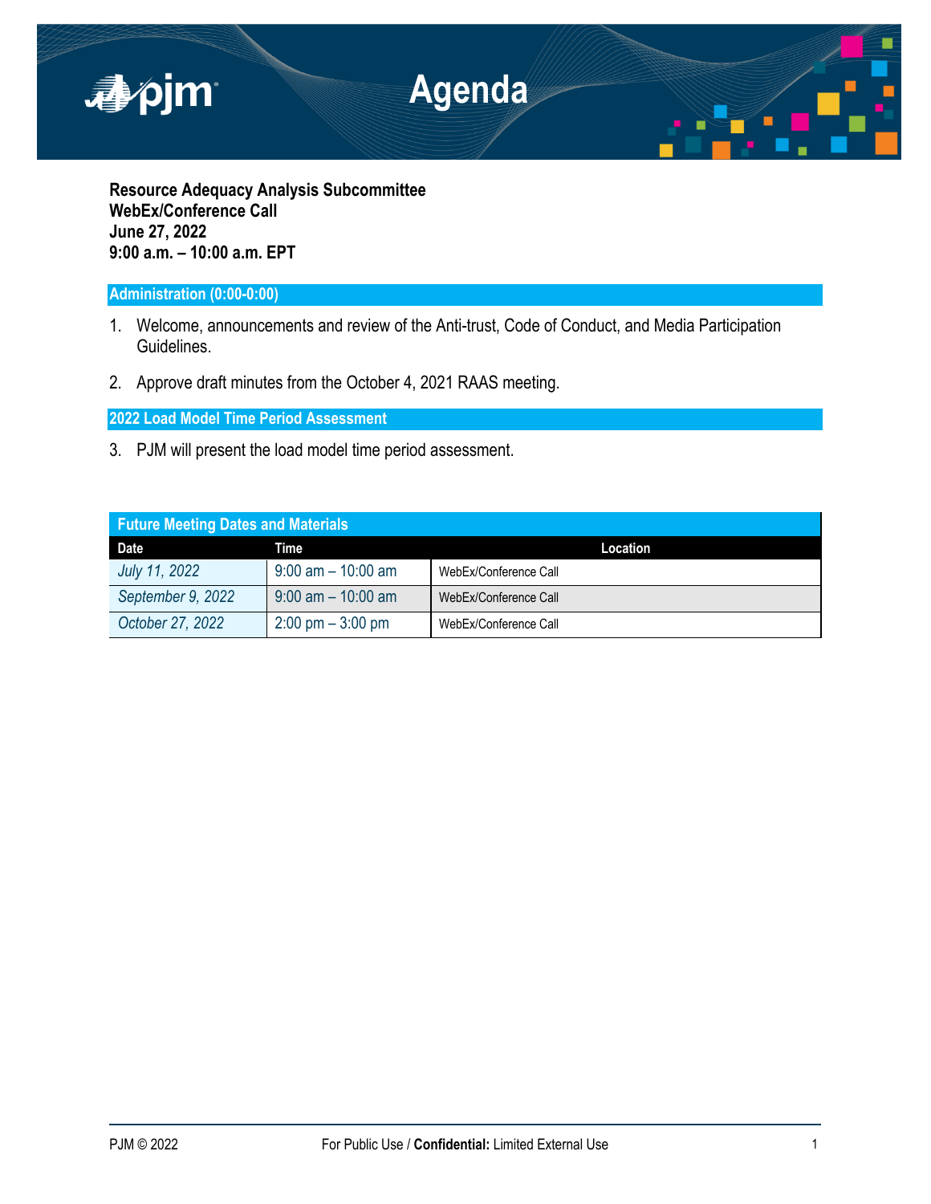# Agenda

**Resource Adequacy Analysis Subcommittee**
**WebEx/Conference Call**
**June 27, 2022**
**9:00 a.m. – 10:00 a.m. EPT**

## Administration (0:00-0:00)

1. Welcome, announcements and review of the Anti-trust, Code of Conduct, and Media Participation Guidelines.

2. Approve draft minutes from the October 4, 2021 RAAS meeting.

## 2022 Load Model Time Period Assessment

3. PJM will present the load model time period assessment.

| Future Meeting Dates and Materials | | |
|---|---|---|
| **Date** | **Time** | **Location** |
| *July 11, 2022* | 9:00 am – 10:00 am | WebEx/Conference Call |
| *September 9, 2022* | 9:00 am – 10:00 am | WebEx/Conference Call |
| *October 27, 2022* | 2:00 pm – 3:00 pm | WebEx/Conference Call |

PJM © 2022 For Public Use / **Confidential:** Limited External Use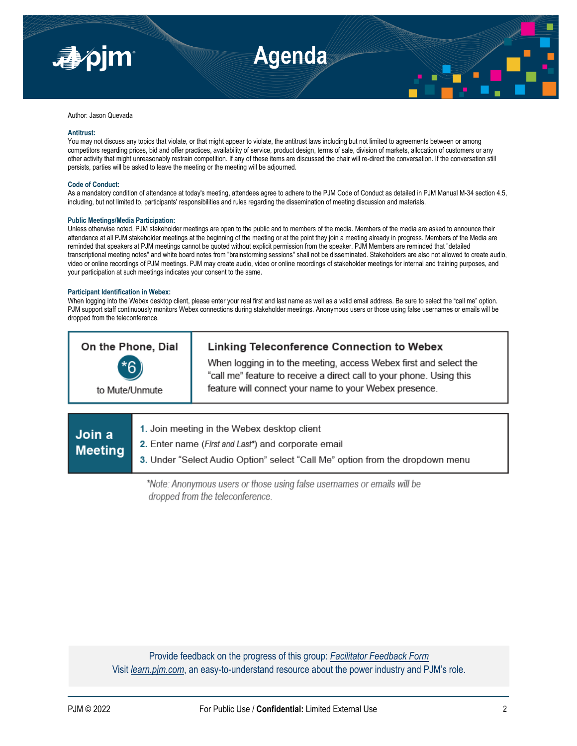# Agenda

Author: Jason Quevada

**Antitrust:**

You may not discuss any topics that violate, or that might appear to violate, the antitrust laws including but not limited to agreements between or among competitors regarding prices, bid and offer practices, availability of service, product design, terms of sale, division of markets, allocation of customers or any other activity that might unreasonably restrain competition. If any of these items are discussed the chair will re-direct the conversation. If the conversation still persists, parties will be asked to leave the meeting or the meeting will be adjourned.

**Code of Conduct:**

As a mandatory condition of attendance at today's meeting, attendees agree to adhere to the PJM Code of Conduct as detailed in PJM Manual M-34 section 4.5, including, but not limited to, participants' responsibilities and rules regarding the dissemination of meeting discussion and materials.

**Public Meetings/Media Participation:**

Unless otherwise noted, PJM stakeholder meetings are open to the public and to members of the media. Members of the media are asked to announce their attendance at all PJM stakeholder meetings at the beginning of the meeting or at the point they join a meeting already in progress. Members of the Media are reminded that speakers at PJM meetings cannot be quoted without explicit permission from the speaker. PJM Members are reminded that "detailed transcriptional meeting notes" and white board notes from "brainstorming sessions" shall not be disseminated. Stakeholders are also not allowed to create audio, video or online recordings of PJM meetings. PJM may create audio, video or online recordings of stakeholder meetings for internal and training purposes, and your participation at such meetings indicates your consent to the same.

**Participant Identification in Webex:**

When logging into the Webex desktop client, please enter your real first and last name as well as a valid email address. Be sure to select the "call me" option. PJM support staff continuously monitors Webex connections during stakeholder meetings. Anonymous users or those using false usernames or emails will be dropped from the teleconference.

| On the Phone, Dial *6 to Mute/Unmute | **Linking Teleconference Connection to Webex** When logging in to the meeting, access Webex first and select the "call me" feature to receive a direct call to your phone. Using this feature will connect your name to your Webex presence. |
|---|---|

| Join a Meeting | |
|---|---|
| | 1. Join meeting in the Webex desktop client |
| | 2. Enter name (*First and Last\**) and corporate email |
| | 3. Under "Select Audio Option" select "Call Me" option from the dropdown menu |

*\*Note: Anonymous users or those using false usernames or emails will be dropped from the teleconference.*

Provide feedback on the progress of this group: *Facilitator Feedback Form*
Visit *learn.pjm.com*, an easy-to-understand resource about the power industry and PJM's role.

PJM © 2022 For Public Use / **Confidential:** Limited External Use